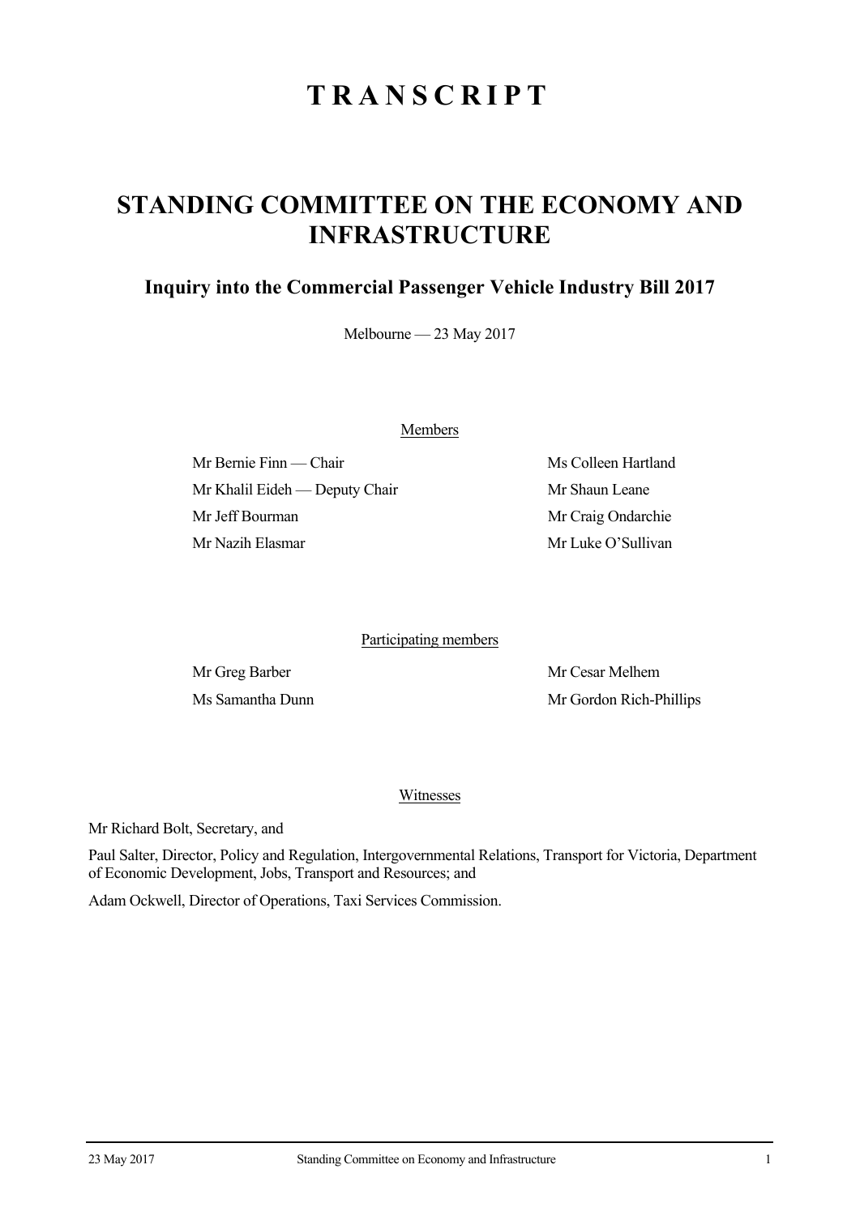# T R A N S C R I P T

# STANDING COMMITTEE ON THE ECONOMY AND INFRASTRUCTURE

## Inquiry into the Commercial Passenger Vehicle Industry Bill 2017

Melbourne — 23 May 2017

Members

Mr Bernie Finn — Chair

Mr Khalil Eideh — Deputy Chair

Mr Jeff Bourman

Mr Nazih Elasmar

Ms Colleen Hartland

Mr Shaun Leane

Mr Craig Ondarchie

Mr Luke O'Sullivan

Participating members

Mr Greg Barber

Ms Samantha Dunn

Mr Cesar Melhem

Mr Gordon Rich-Phillips

Witnesses

Mr Richard Bolt, Secretary, and

Paul Salter, Director, Policy and Regulation, Intergovernmental Relations, Transport for Victoria, Department of Economic Development, Jobs, Transport and Resources; and

Adam Ockwell, Director of Operations, Taxi Services Commission.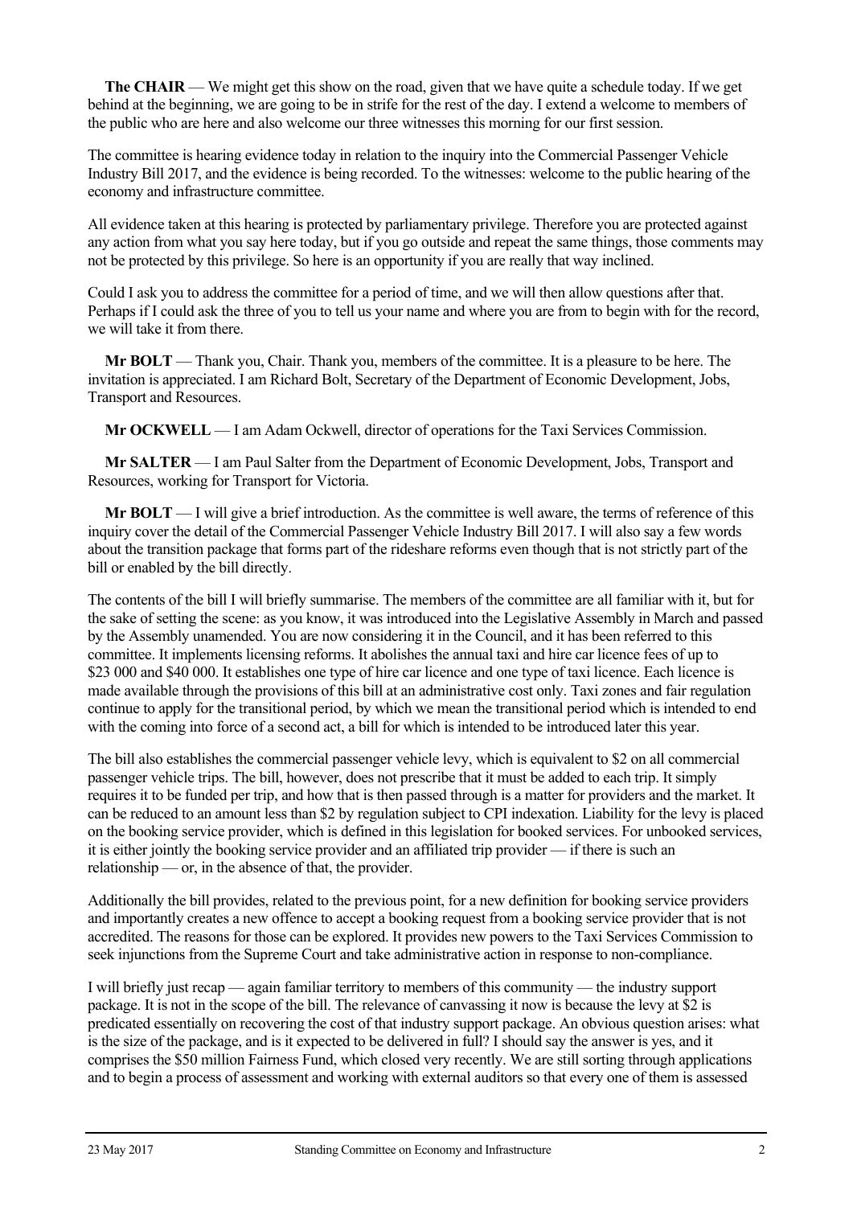**The CHAIR** — We might get this show on the road, given that we have quite a schedule today. If we get behind at the beginning, we are going to be in strife for the rest of the day. I extend a welcome to members of the public who are here and also welcome our three witnesses this morning for our first session.

The committee is hearing evidence today in relation to the inquiry into the Commercial Passenger Vehicle Industry Bill 2017, and the evidence is being recorded. To the witnesses: welcome to the public hearing of the economy and infrastructure committee.

All evidence taken at this hearing is protected by parliamentary privilege. Therefore you are protected against any action from what you say here today, but if you go outside and repeat the same things, those comments may not be protected by this privilege. So here is an opportunity if you are really that way inclined.

Could I ask you to address the committee for a period of time, and we will then allow questions after that. Perhaps if I could ask the three of you to tell us your name and where you are from to begin with for the record, we will take it from there.

**Mr BOLT** — Thank you, Chair. Thank you, members of the committee. It is a pleasure to be here. The invitation is appreciated. I am Richard Bolt, Secretary of the Department of Economic Development, Jobs, Transport and Resources.

**Mr OCKWELL** — I am Adam Ockwell, director of operations for the Taxi Services Commission.

**Mr SALTER** — I am Paul Salter from the Department of Economic Development, Jobs, Transport and Resources, working for Transport for Victoria.

**Mr BOLT** — I will give a brief introduction. As the committee is well aware, the terms of reference of this inquiry cover the detail of the Commercial Passenger Vehicle Industry Bill 2017. I will also say a few words about the transition package that forms part of the rideshare reforms even though that is not strictly part of the bill or enabled by the bill directly.

The contents of the bill I will briefly summarise. The members of the committee are all familiar with it, but for the sake of setting the scene: as you know, it was introduced into the Legislative Assembly in March and passed by the Assembly unamended. You are now considering it in the Council, and it has been referred to this committee. It implements licensing reforms. It abolishes the annual taxi and hire car licence fees of up to $23 000 and $40 000. It establishes one type of hire car licence and one type of taxi licence. Each licence is made available through the provisions of this bill at an administrative cost only. Taxi zones and fair regulation continue to apply for the transitional period, by which we mean the transitional period which is intended to end with the coming into force of a second act, a bill for which is intended to be introduced later this year.

The bill also establishes the commercial passenger vehicle levy, which is equivalent to $2 on all commercial passenger vehicle trips. The bill, however, does not prescribe that it must be added to each trip. It simply requires it to be funded per trip, and how that is then passed through is a matter for providers and the market. It can be reduced to an amount less than $2 by regulation subject to CPI indexation. Liability for the levy is placed on the booking service provider, which is defined in this legislation for booked services. For unbooked services, it is either jointly the booking service provider and an affiliated trip provider — if there is such an relationship — or, in the absence of that, the provider.

Additionally the bill provides, related to the previous point, for a new definition for booking service providers and importantly creates a new offence to accept a booking request from a booking service provider that is not accredited. The reasons for those can be explored. It provides new powers to the Taxi Services Commission to seek injunctions from the Supreme Court and take administrative action in response to non-compliance.

I will briefly just recap — again familiar territory to members of this community — the industry support package. It is not in the scope of the bill. The relevance of canvassing it now is because the levy at $2 is predicated essentially on recovering the cost of that industry support package. An obvious question arises: what is the size of the package, and is it expected to be delivered in full? I should say the answer is yes, and it comprises the $50 million Fairness Fund, which closed very recently. We are still sorting through applications and to begin a process of assessment and working with external auditors so that every one of them is assessed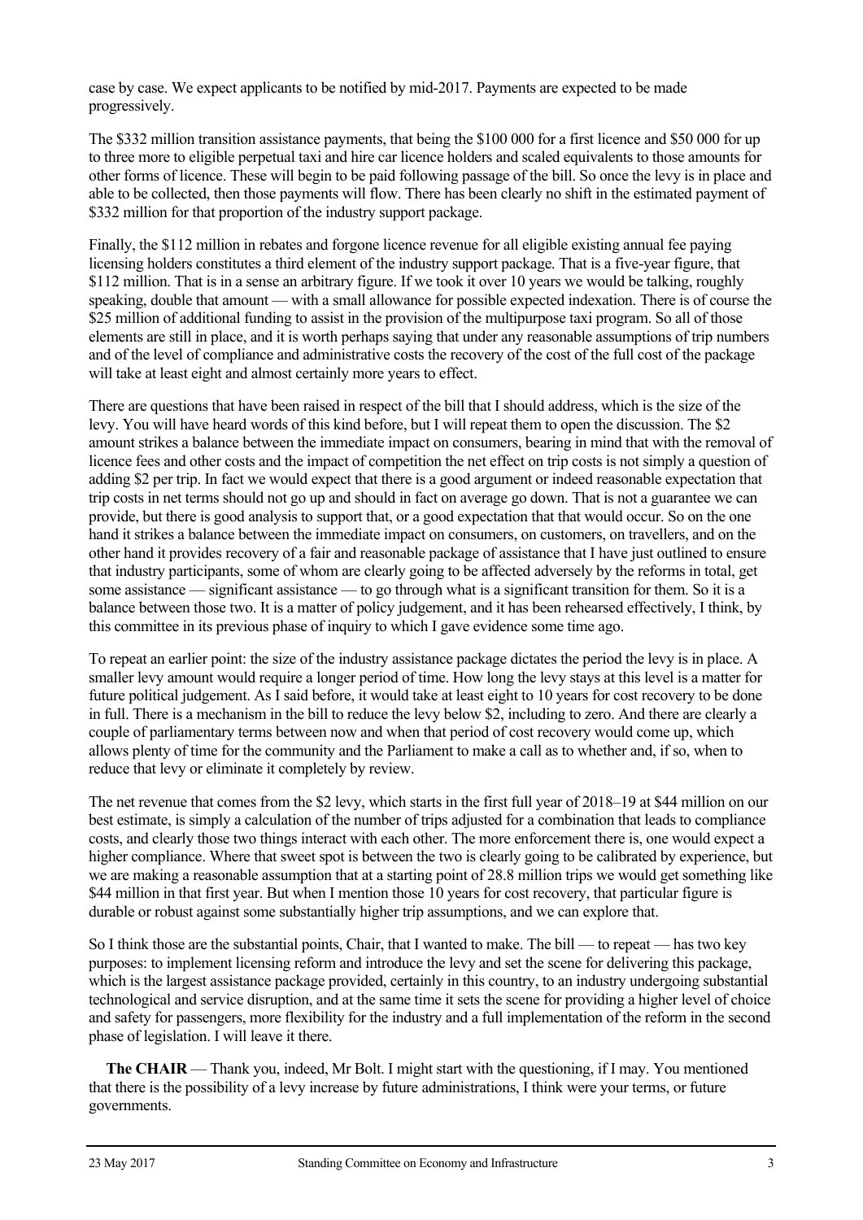case by case. We expect applicants to be notified by mid-2017. Payments are expected to be made progressively.

The $332 million transition assistance payments, that being the $100 000 for a first licence and $50 000 for up to three more to eligible perpetual taxi and hire car licence holders and scaled equivalents to those amounts for other forms of licence. These will begin to be paid following passage of the bill. So once the levy is in place and able to be collected, then those payments will flow. There has been clearly no shift in the estimated payment of $332 million for that proportion of the industry support package.

Finally, the $112 million in rebates and forgone licence revenue for all eligible existing annual fee paying licensing holders constitutes a third element of the industry support package. That is a five-year figure, that $112 million. That is in a sense an arbitrary figure. If we took it over 10 years we would be talking, roughly speaking, double that amount — with a small allowance for possible expected indexation. There is of course the $25 million of additional funding to assist in the provision of the multipurpose taxi program. So all of those elements are still in place, and it is worth perhaps saying that under any reasonable assumptions of trip numbers and of the level of compliance and administrative costs the recovery of the cost of the full cost of the package will take at least eight and almost certainly more years to effect.

There are questions that have been raised in respect of the bill that I should address, which is the size of the levy. You will have heard words of this kind before, but I will repeat them to open the discussion. The $2 amount strikes a balance between the immediate impact on consumers, bearing in mind that with the removal of licence fees and other costs and the impact of competition the net effect on trip costs is not simply a question of adding $2 per trip. In fact we would expect that there is a good argument or indeed reasonable expectation that trip costs in net terms should not go up and should in fact on average go down. That is not a guarantee we can provide, but there is good analysis to support that, or a good expectation that that would occur. So on the one hand it strikes a balance between the immediate impact on consumers, on customers, on travellers, and on the other hand it provides recovery of a fair and reasonable package of assistance that I have just outlined to ensure that industry participants, some of whom are clearly going to be affected adversely by the reforms in total, get some assistance — significant assistance — to go through what is a significant transition for them. So it is a balance between those two. It is a matter of policy judgement, and it has been rehearsed effectively, I think, by this committee in its previous phase of inquiry to which I gave evidence some time ago.

To repeat an earlier point: the size of the industry assistance package dictates the period the levy is in place. A smaller levy amount would require a longer period of time. How long the levy stays at this level is a matter for future political judgement. As I said before, it would take at least eight to 10 years for cost recovery to be done in full. There is a mechanism in the bill to reduce the levy below $2, including to zero. And there are clearly a couple of parliamentary terms between now and when that period of cost recovery would come up, which allows plenty of time for the community and the Parliament to make a call as to whether and, if so, when to reduce that levy or eliminate it completely by review.

The net revenue that comes from the $2 levy, which starts in the first full year of 2018–19 at $44 million on our best estimate, is simply a calculation of the number of trips adjusted for a combination that leads to compliance costs, and clearly those two things interact with each other. The more enforcement there is, one would expect a higher compliance. Where that sweet spot is between the two is clearly going to be calibrated by experience, but we are making a reasonable assumption that at a starting point of 28.8 million trips we would get something like $44 million in that first year. But when I mention those 10 years for cost recovery, that particular figure is durable or robust against some substantially higher trip assumptions, and we can explore that.

So I think those are the substantial points, Chair, that I wanted to make. The bill — to repeat — has two key purposes: to implement licensing reform and introduce the levy and set the scene for delivering this package, which is the largest assistance package provided, certainly in this country, to an industry undergoing substantial technological and service disruption, and at the same time it sets the scene for providing a higher level of choice and safety for passengers, more flexibility for the industry and a full implementation of the reform in the second phase of legislation. I will leave it there.

**The CHAIR** — Thank you, indeed, Mr Bolt. I might start with the questioning, if I may. You mentioned that there is the possibility of a levy increase by future administrations, I think were your terms, or future governments.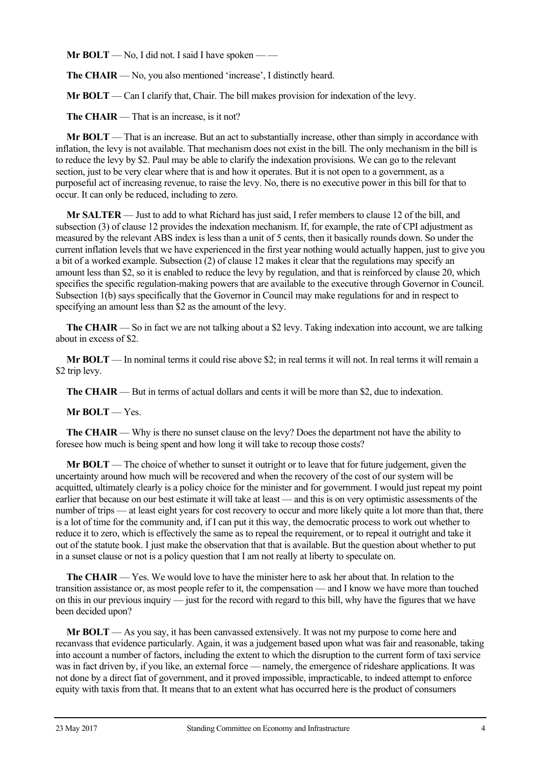**Mr BOLT** — No, I did not. I said I have spoken — —

**The CHAIR** — No, you also mentioned 'increase', I distinctly heard.

**Mr BOLT** — Can I clarify that, Chair. The bill makes provision for indexation of the levy.

**The CHAIR** — That is an increase, is it not?

**Mr BOLT** — That is an increase. But an act to substantially increase, other than simply in accordance with inflation, the levy is not available. That mechanism does not exist in the bill. The only mechanism in the bill is to reduce the levy by $2. Paul may be able to clarify the indexation provisions. We can go to the relevant section, just to be very clear where that is and how it operates. But it is not open to a government, as a purposeful act of increasing revenue, to raise the levy. No, there is no executive power in this bill for that to occur. It can only be reduced, including to zero.

**Mr SALTER** — Just to add to what Richard has just said, I refer members to clause 12 of the bill, and subsection (3) of clause 12 provides the indexation mechanism. If, for example, the rate of CPI adjustment as measured by the relevant ABS index is less than a unit of 5 cents, then it basically rounds down. So under the current inflation levels that we have experienced in the first year nothing would actually happen, just to give you a bit of a worked example. Subsection (2) of clause 12 makes it clear that the regulations may specify an amount less than $2, so it is enabled to reduce the levy by regulation, and that is reinforced by clause 20, which specifies the specific regulation-making powers that are available to the executive through Governor in Council. Subsection 1(b) says specifically that the Governor in Council may make regulations for and in respect to specifying an amount less than $2 as the amount of the levy.

**The CHAIR** — So in fact we are not talking about a $2 levy. Taking indexation into account, we are talking about in excess of $2.

**Mr BOLT** — In nominal terms it could rise above $2; in real terms it will not. In real terms it will remain a $2 trip levy.

**The CHAIR** — But in terms of actual dollars and cents it will be more than $2, due to indexation.

**Mr BOLT** — Yes.

**The CHAIR** — Why is there no sunset clause on the levy? Does the department not have the ability to foresee how much is being spent and how long it will take to recoup those costs?

**Mr BOLT** — The choice of whether to sunset it outright or to leave that for future judgement, given the uncertainty around how much will be recovered and when the recovery of the cost of our system will be acquitted, ultimately clearly is a policy choice for the minister and for government. I would just repeat my point earlier that because on our best estimate it will take at least — and this is on very optimistic assessments of the number of trips — at least eight years for cost recovery to occur and more likely quite a lot more than that, there is a lot of time for the community and, if I can put it this way, the democratic process to work out whether to reduce it to zero, which is effectively the same as to repeal the requirement, or to repeal it outright and take it out of the statute book. I just make the observation that that is available. But the question about whether to put in a sunset clause or not is a policy question that I am not really at liberty to speculate on.

**The CHAIR** — Yes. We would love to have the minister here to ask her about that. In relation to the transition assistance or, as most people refer to it, the compensation — and I know we have more than touched on this in our previous inquiry — just for the record with regard to this bill, why have the figures that we have been decided upon?

**Mr BOLT** — As you say, it has been canvassed extensively. It was not my purpose to come here and recanvass that evidence particularly. Again, it was a judgement based upon what was fair and reasonable, taking into account a number of factors, including the extent to which the disruption to the current form of taxi service was in fact driven by, if you like, an external force — namely, the emergence of rideshare applications. It was not done by a direct fiat of government, and it proved impossible, impracticable, to indeed attempt to enforce equity with taxis from that. It means that to an extent what has occurred here is the product of consumers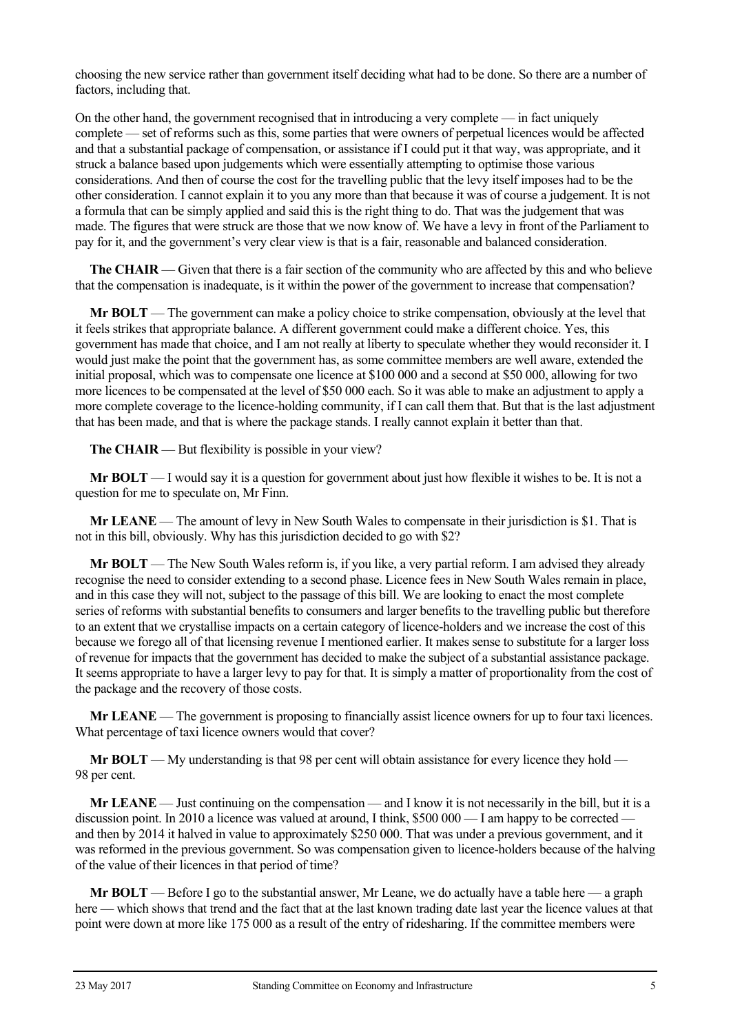choosing the new service rather than government itself deciding what had to be done. So there are a number of factors, including that.

On the other hand, the government recognised that in introducing a very complete — in fact uniquely complete — set of reforms such as this, some parties that were owners of perpetual licences would be affected and that a substantial package of compensation, or assistance if I could put it that way, was appropriate, and it struck a balance based upon judgements which were essentially attempting to optimise those various considerations. And then of course the cost for the travelling public that the levy itself imposes had to be the other consideration. I cannot explain it to you any more than that because it was of course a judgement. It is not a formula that can be simply applied and said this is the right thing to do. That was the judgement that was made. The figures that were struck are those that we now know of. We have a levy in front of the Parliament to pay for it, and the government's very clear view is that is a fair, reasonable and balanced consideration.

**The CHAIR** — Given that there is a fair section of the community who are affected by this and who believe that the compensation is inadequate, is it within the power of the government to increase that compensation?

**Mr BOLT** — The government can make a policy choice to strike compensation, obviously at the level that it feels strikes that appropriate balance. A different government could make a different choice. Yes, this government has made that choice, and I am not really at liberty to speculate whether they would reconsider it. I would just make the point that the government has, as some committee members are well aware, extended the initial proposal, which was to compensate one licence at $100 000 and a second at $50 000, allowing for two more licences to be compensated at the level of $50 000 each. So it was able to make an adjustment to apply a more complete coverage to the licence-holding community, if I can call them that. But that is the last adjustment that has been made, and that is where the package stands. I really cannot explain it better than that.

**The CHAIR** — But flexibility is possible in your view?

**Mr BOLT** — I would say it is a question for government about just how flexible it wishes to be. It is not a question for me to speculate on, Mr Finn.

**Mr LEANE** — The amount of levy in New South Wales to compensate in their jurisdiction is $1. That is not in this bill, obviously. Why has this jurisdiction decided to go with $2?

**Mr BOLT** — The New South Wales reform is, if you like, a very partial reform. I am advised they already recognise the need to consider extending to a second phase. Licence fees in New South Wales remain in place, and in this case they will not, subject to the passage of this bill. We are looking to enact the most complete series of reforms with substantial benefits to consumers and larger benefits to the travelling public but therefore to an extent that we crystallise impacts on a certain category of licence-holders and we increase the cost of this because we forego all of that licensing revenue I mentioned earlier. It makes sense to substitute for a larger loss of revenue for impacts that the government has decided to make the subject of a substantial assistance package. It seems appropriate to have a larger levy to pay for that. It is simply a matter of proportionality from the cost of the package and the recovery of those costs.

**Mr LEANE** — The government is proposing to financially assist licence owners for up to four taxi licences. What percentage of taxi licence owners would that cover?

**Mr BOLT** — My understanding is that 98 per cent will obtain assistance for every licence they hold — 98 per cent.

**Mr LEANE** — Just continuing on the compensation — and I know it is not necessarily in the bill, but it is a discussion point. In 2010 a licence was valued at around, I think, $500 000 — I am happy to be corrected — and then by 2014 it halved in value to approximately $250 000. That was under a previous government, and it was reformed in the previous government. So was compensation given to licence-holders because of the halving of the value of their licences in that period of time?

**Mr BOLT** — Before I go to the substantial answer, Mr Leane, we do actually have a table here — a graph here — which shows that trend and the fact that at the last known trading date last year the licence values at that point were down at more like 175 000 as a result of the entry of ridesharing. If the committee members were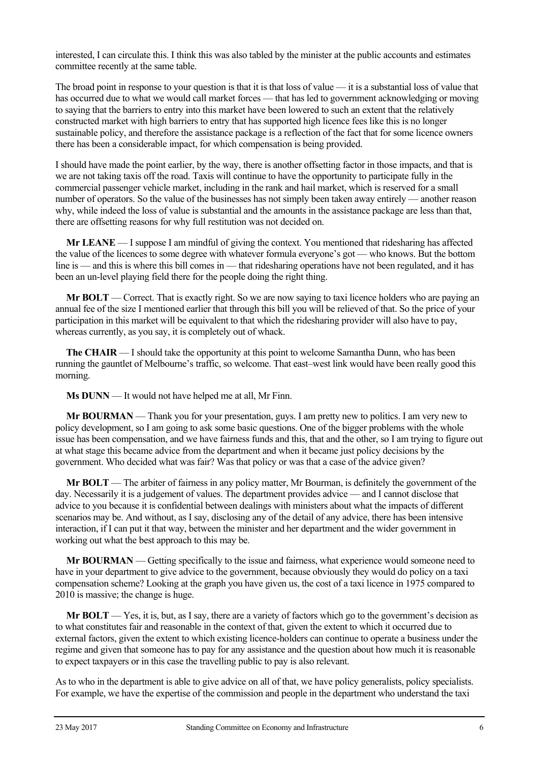interested, I can circulate this. I think this was also tabled by the minister at the public accounts and estimates committee recently at the same table.

The broad point in response to your question is that it is that loss of value — it is a substantial loss of value that has occurred due to what we would call market forces — that has led to government acknowledging or moving to saying that the barriers to entry into this market have been lowered to such an extent that the relatively constructed market with high barriers to entry that has supported high licence fees like this is no longer sustainable policy, and therefore the assistance package is a reflection of the fact that for some licence owners there has been a considerable impact, for which compensation is being provided.

I should have made the point earlier, by the way, there is another offsetting factor in those impacts, and that is we are not taking taxis off the road. Taxis will continue to have the opportunity to participate fully in the commercial passenger vehicle market, including in the rank and hail market, which is reserved for a small number of operators. So the value of the businesses has not simply been taken away entirely — another reason why, while indeed the loss of value is substantial and the amounts in the assistance package are less than that, there are offsetting reasons for why full restitution was not decided on.

**Mr LEANE** — I suppose I am mindful of giving the context. You mentioned that ridesharing has affected the value of the licences to some degree with whatever formula everyone's got — who knows. But the bottom line is — and this is where this bill comes in — that ridesharing operations have not been regulated, and it has been an un-level playing field there for the people doing the right thing.

**Mr BOLT** — Correct. That is exactly right. So we are now saying to taxi licence holders who are paying an annual fee of the size I mentioned earlier that through this bill you will be relieved of that. So the price of your participation in this market will be equivalent to that which the ridesharing provider will also have to pay, whereas currently, as you say, it is completely out of whack.

**The CHAIR** — I should take the opportunity at this point to welcome Samantha Dunn, who has been running the gauntlet of Melbourne's traffic, so welcome. That east–west link would have been really good this morning.

**Ms DUNN** — It would not have helped me at all, Mr Finn.

**Mr BOURMAN** — Thank you for your presentation, guys. I am pretty new to politics. I am very new to policy development, so I am going to ask some basic questions. One of the bigger problems with the whole issue has been compensation, and we have fairness funds and this, that and the other, so I am trying to figure out at what stage this became advice from the department and when it became just policy decisions by the government. Who decided what was fair? Was that policy or was that a case of the advice given?

**Mr BOLT** — The arbiter of fairness in any policy matter, Mr Bourman, is definitely the government of the day. Necessarily it is a judgement of values. The department provides advice — and I cannot disclose that advice to you because it is confidential between dealings with ministers about what the impacts of different scenarios may be. And without, as I say, disclosing any of the detail of any advice, there has been intensive interaction, if I can put it that way, between the minister and her department and the wider government in working out what the best approach to this may be.

**Mr BOURMAN** — Getting specifically to the issue and fairness, what experience would someone need to have in your department to give advice to the government, because obviously they would do policy on a taxi compensation scheme? Looking at the graph you have given us, the cost of a taxi licence in 1975 compared to 2010 is massive; the change is huge.

**Mr BOLT** — Yes, it is, but, as I say, there are a variety of factors which go to the government's decision as to what constitutes fair and reasonable in the context of that, given the extent to which it occurred due to external factors, given the extent to which existing licence-holders can continue to operate a business under the regime and given that someone has to pay for any assistance and the question about how much it is reasonable to expect taxpayers or in this case the travelling public to pay is also relevant.

As to who in the department is able to give advice on all of that, we have policy generalists, policy specialists. For example, we have the expertise of the commission and people in the department who understand the taxi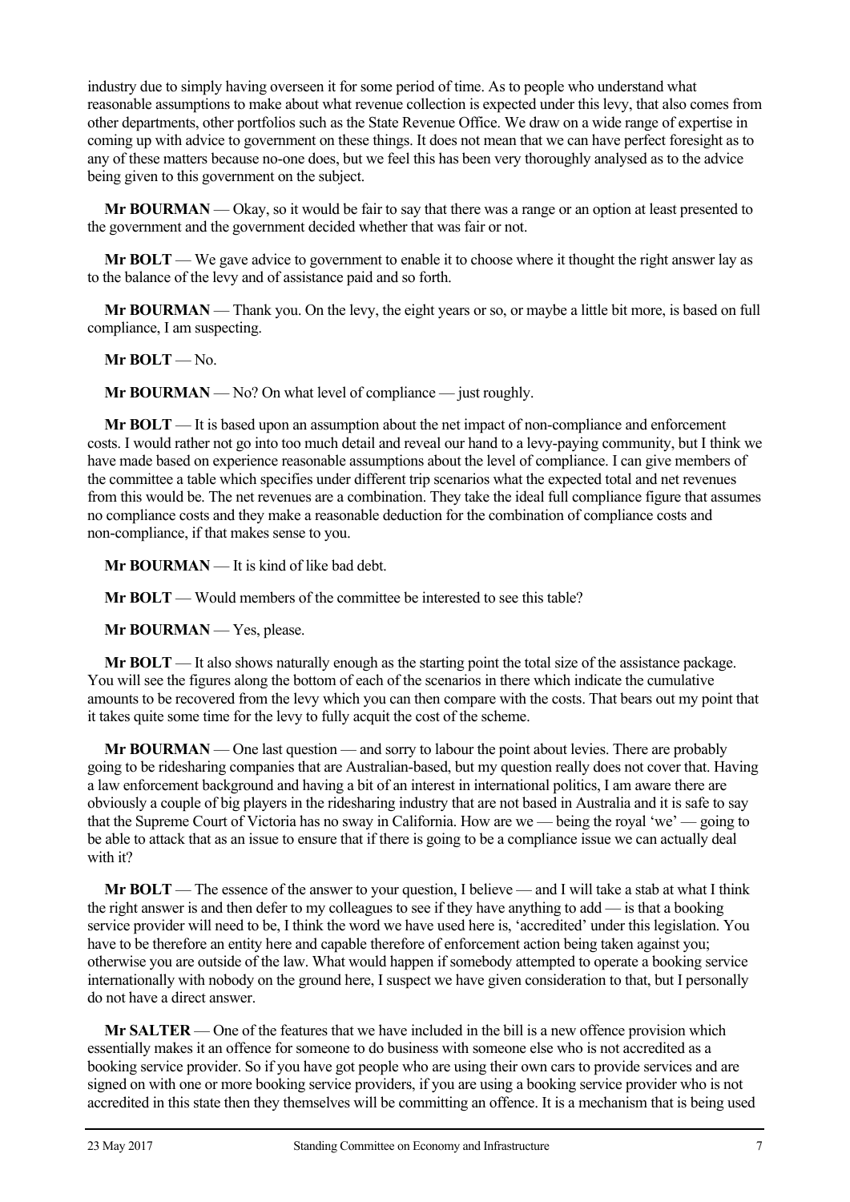industry due to simply having overseen it for some period of time. As to people who understand what reasonable assumptions to make about what revenue collection is expected under this levy, that also comes from other departments, other portfolios such as the State Revenue Office. We draw on a wide range of expertise in coming up with advice to government on these things. It does not mean that we can have perfect foresight as to any of these matters because no-one does, but we feel this has been very thoroughly analysed as to the advice being given to this government on the subject.

**Mr BOURMAN** — Okay, so it would be fair to say that there was a range or an option at least presented to the government and the government decided whether that was fair or not.

**Mr BOLT** — We gave advice to government to enable it to choose where it thought the right answer lay as to the balance of the levy and of assistance paid and so forth.

**Mr BOURMAN** — Thank you. On the levy, the eight years or so, or maybe a little bit more, is based on full compliance, I am suspecting.

**Mr BOLT** — No.

**Mr BOURMAN** — No? On what level of compliance — just roughly.

**Mr BOLT** — It is based upon an assumption about the net impact of non-compliance and enforcement costs. I would rather not go into too much detail and reveal our hand to a levy-paying community, but I think we have made based on experience reasonable assumptions about the level of compliance. I can give members of the committee a table which specifies under different trip scenarios what the expected total and net revenues from this would be. The net revenues are a combination. They take the ideal full compliance figure that assumes no compliance costs and they make a reasonable deduction for the combination of compliance costs and non-compliance, if that makes sense to you.

**Mr BOURMAN** — It is kind of like bad debt.

**Mr BOLT** — Would members of the committee be interested to see this table?

**Mr BOURMAN** — Yes, please.

**Mr BOLT** — It also shows naturally enough as the starting point the total size of the assistance package. You will see the figures along the bottom of each of the scenarios in there which indicate the cumulative amounts to be recovered from the levy which you can then compare with the costs. That bears out my point that it takes quite some time for the levy to fully acquit the cost of the scheme.

**Mr BOURMAN** — One last question — and sorry to labour the point about levies. There are probably going to be ridesharing companies that are Australian-based, but my question really does not cover that. Having a law enforcement background and having a bit of an interest in international politics, I am aware there are obviously a couple of big players in the ridesharing industry that are not based in Australia and it is safe to say that the Supreme Court of Victoria has no sway in California. How are we — being the royal 'we' — going to be able to attack that as an issue to ensure that if there is going to be a compliance issue we can actually deal with it?

**Mr BOLT** — The essence of the answer to your question, I believe — and I will take a stab at what I think the right answer is and then defer to my colleagues to see if they have anything to add — is that a booking service provider will need to be, I think the word we have used here is, 'accredited' under this legislation. You have to be therefore an entity here and capable therefore of enforcement action being taken against you; otherwise you are outside of the law. What would happen if somebody attempted to operate a booking service internationally with nobody on the ground here, I suspect we have given consideration to that, but I personally do not have a direct answer.

**Mr SALTER** — One of the features that we have included in the bill is a new offence provision which essentially makes it an offence for someone to do business with someone else who is not accredited as a booking service provider. So if you have got people who are using their own cars to provide services and are signed on with one or more booking service providers, if you are using a booking service provider who is not accredited in this state then they themselves will be committing an offence. It is a mechanism that is being used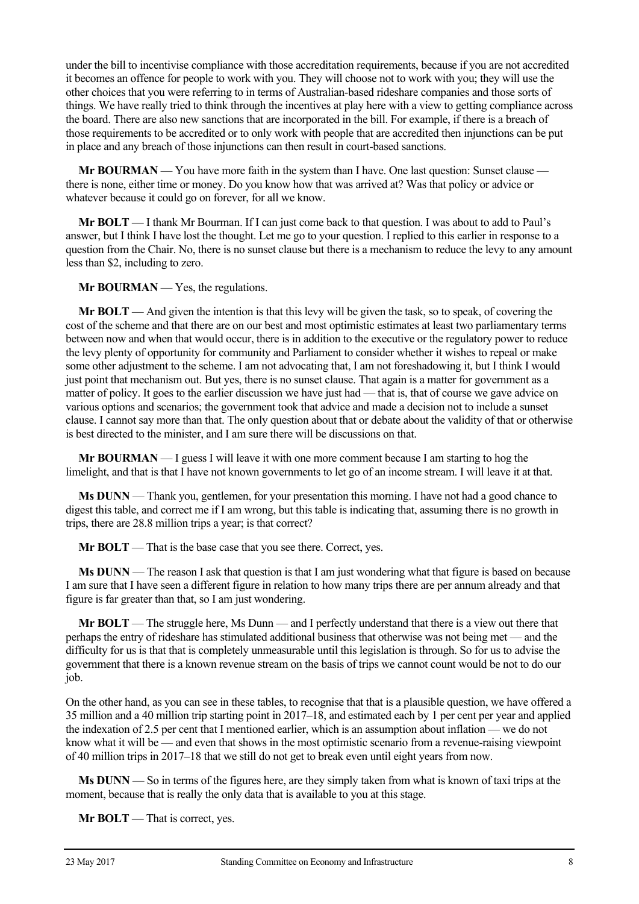under the bill to incentivise compliance with those accreditation requirements, because if you are not accredited it becomes an offence for people to work with you. They will choose not to work with you; they will use the other choices that you were referring to in terms of Australian-based rideshare companies and those sorts of things. We have really tried to think through the incentives at play here with a view to getting compliance across the board. There are also new sanctions that are incorporated in the bill. For example, if there is a breach of those requirements to be accredited or to only work with people that are accredited then injunctions can be put in place and any breach of those injunctions can then result in court-based sanctions.

**Mr BOURMAN** — You have more faith in the system than I have. One last question: Sunset clause — there is none, either time or money. Do you know how that was arrived at? Was that policy or advice or whatever because it could go on forever, for all we know.

**Mr BOLT** — I thank Mr Bourman. If I can just come back to that question. I was about to add to Paul's answer, but I think I have lost the thought. Let me go to your question. I replied to this earlier in response to a question from the Chair. No, there is no sunset clause but there is a mechanism to reduce the levy to any amount less than $2, including to zero.

**Mr BOURMAN** — Yes, the regulations.

**Mr BOLT** — And given the intention is that this levy will be given the task, so to speak, of covering the cost of the scheme and that there are on our best and most optimistic estimates at least two parliamentary terms between now and when that would occur, there is in addition to the executive or the regulatory power to reduce the levy plenty of opportunity for community and Parliament to consider whether it wishes to repeal or make some other adjustment to the scheme. I am not advocating that, I am not foreshadowing it, but I think I would just point that mechanism out. But yes, there is no sunset clause. That again is a matter for government as a matter of policy. It goes to the earlier discussion we have just had — that is, that of course we gave advice on various options and scenarios; the government took that advice and made a decision not to include a sunset clause. I cannot say more than that. The only question about that or debate about the validity of that or otherwise is best directed to the minister, and I am sure there will be discussions on that.

**Mr BOURMAN** — I guess I will leave it with one more comment because I am starting to hog the limelight, and that is that I have not known governments to let go of an income stream. I will leave it at that.

**Ms DUNN** — Thank you, gentlemen, for your presentation this morning. I have not had a good chance to digest this table, and correct me if I am wrong, but this table is indicating that, assuming there is no growth in trips, there are 28.8 million trips a year; is that correct?

**Mr BOLT** — That is the base case that you see there. Correct, yes.

**Ms DUNN** — The reason I ask that question is that I am just wondering what that figure is based on because I am sure that I have seen a different figure in relation to how many trips there are per annum already and that figure is far greater than that, so I am just wondering.

**Mr BOLT** — The struggle here, Ms Dunn — and I perfectly understand that there is a view out there that perhaps the entry of rideshare has stimulated additional business that otherwise was not being met — and the difficulty for us is that that is completely unmeasurable until this legislation is through. So for us to advise the government that there is a known revenue stream on the basis of trips we cannot count would be not to do our job.

On the other hand, as you can see in these tables, to recognise that that is a plausible question, we have offered a 35 million and a 40 million trip starting point in 2017–18, and estimated each by 1 per cent per year and applied the indexation of 2.5 per cent that I mentioned earlier, which is an assumption about inflation — we do not know what it will be — and even that shows in the most optimistic scenario from a revenue-raising viewpoint of 40 million trips in 2017–18 that we still do not get to break even until eight years from now.

**Ms DUNN** — So in terms of the figures here, are they simply taken from what is known of taxi trips at the moment, because that is really the only data that is available to you at this stage.

**Mr BOLT** — That is correct, yes.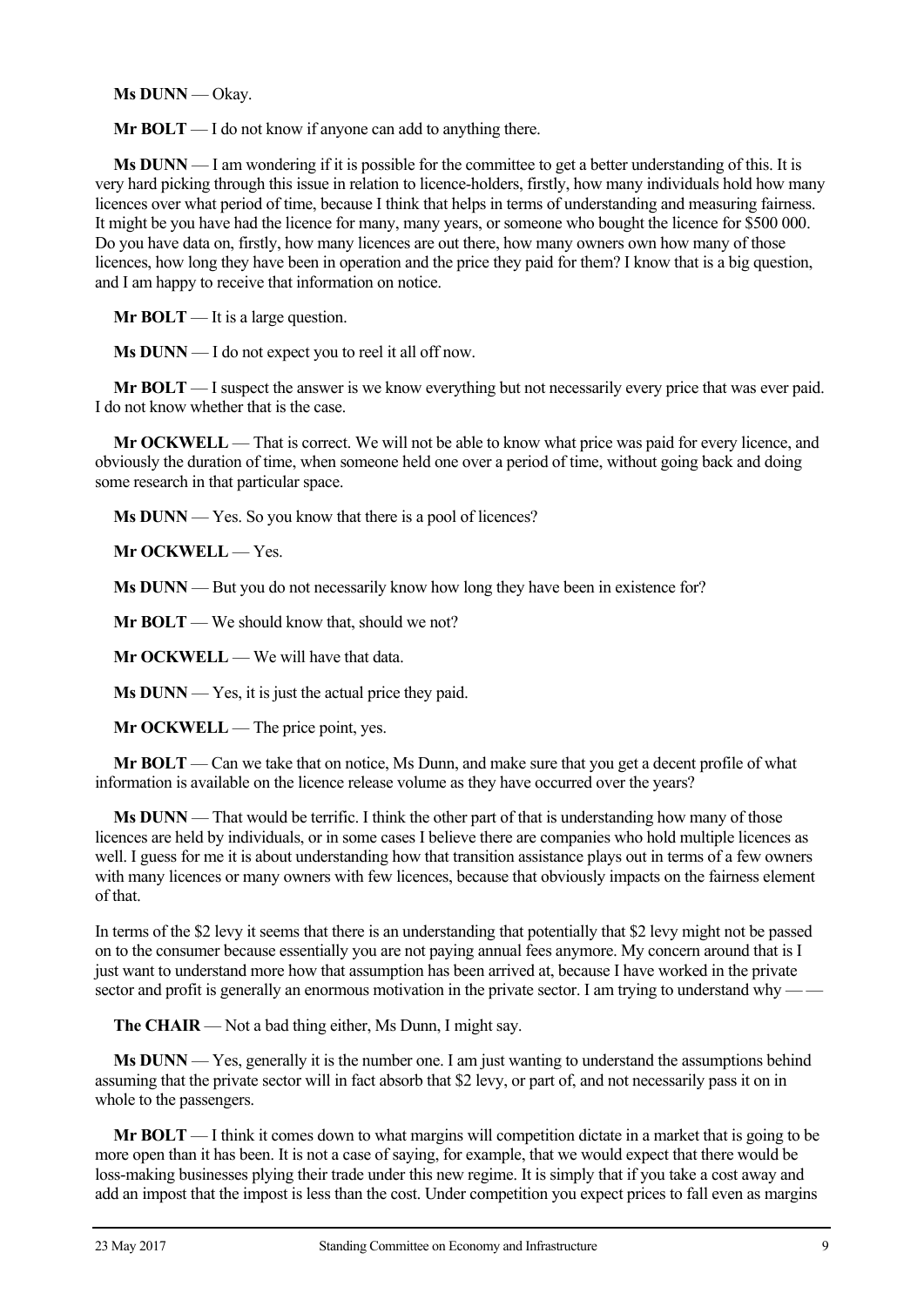**Ms DUNN** — Okay.

**Mr BOLT** — I do not know if anyone can add to anything there.

**Ms DUNN** — I am wondering if it is possible for the committee to get a better understanding of this. It is very hard picking through this issue in relation to licence-holders, firstly, how many individuals hold how many licences over what period of time, because I think that helps in terms of understanding and measuring fairness. It might be you have had the licence for many, many years, or someone who bought the licence for $500 000. Do you have data on, firstly, how many licences are out there, how many owners own how many of those licences, how long they have been in operation and the price they paid for them? I know that is a big question, and I am happy to receive that information on notice.

**Mr BOLT** — It is a large question.

**Ms DUNN** — I do not expect you to reel it all off now.

**Mr BOLT** — I suspect the answer is we know everything but not necessarily every price that was ever paid. I do not know whether that is the case.

**Mr OCKWELL** — That is correct. We will not be able to know what price was paid for every licence, and obviously the duration of time, when someone held one over a period of time, without going back and doing some research in that particular space.

**Ms DUNN** — Yes. So you know that there is a pool of licences?

**Mr OCKWELL** — Yes.

**Ms DUNN** — But you do not necessarily know how long they have been in existence for?

**Mr BOLT** — We should know that, should we not?

**Mr OCKWELL** — We will have that data.

**Ms DUNN** — Yes, it is just the actual price they paid.

**Mr OCKWELL** — The price point, yes.

**Mr BOLT** — Can we take that on notice, Ms Dunn, and make sure that you get a decent profile of what information is available on the licence release volume as they have occurred over the years?

**Ms DUNN** — That would be terrific. I think the other part of that is understanding how many of those licences are held by individuals, or in some cases I believe there are companies who hold multiple licences as well. I guess for me it is about understanding how that transition assistance plays out in terms of a few owners with many licences or many owners with few licences, because that obviously impacts on the fairness element of that.

In terms of the $2 levy it seems that there is an understanding that potentially that $2 levy might not be passed on to the consumer because essentially you are not paying annual fees anymore. My concern around that is I just want to understand more how that assumption has been arrived at, because I have worked in the private sector and profit is generally an enormous motivation in the private sector. I am trying to understand why — —

**The CHAIR** — Not a bad thing either, Ms Dunn, I might say.

**Ms DUNN** — Yes, generally it is the number one. I am just wanting to understand the assumptions behind assuming that the private sector will in fact absorb that $2 levy, or part of, and not necessarily pass it on in whole to the passengers.

**Mr BOLT** — I think it comes down to what margins will competition dictate in a market that is going to be more open than it has been. It is not a case of saying, for example, that we would expect that there would be loss-making businesses plying their trade under this new regime. It is simply that if you take a cost away and add an impost that the impost is less than the cost. Under competition you expect prices to fall even as margins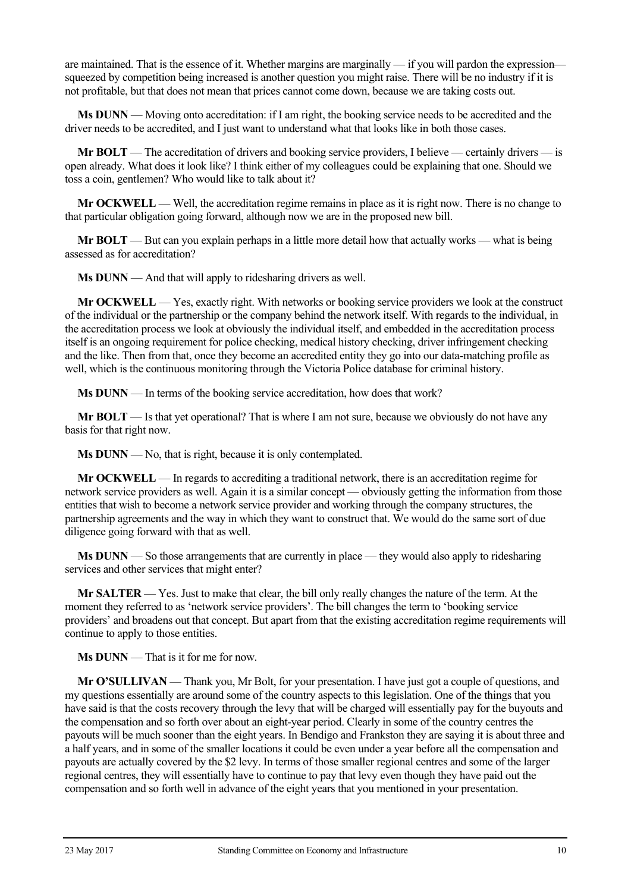are maintained. That is the essence of it. Whether margins are marginally — if you will pardon the expression— squeezed by competition being increased is another question you might raise. There will be no industry if it is not profitable, but that does not mean that prices cannot come down, because we are taking costs out.

**Ms DUNN** — Moving onto accreditation: if I am right, the booking service needs to be accredited and the driver needs to be accredited, and I just want to understand what that looks like in both those cases.

**Mr BOLT** — The accreditation of drivers and booking service providers, I believe — certainly drivers — is open already. What does it look like? I think either of my colleagues could be explaining that one. Should we toss a coin, gentlemen? Who would like to talk about it?

**Mr OCKWELL** — Well, the accreditation regime remains in place as it is right now. There is no change to that particular obligation going forward, although now we are in the proposed new bill.

**Mr BOLT** — But can you explain perhaps in a little more detail how that actually works — what is being assessed as for accreditation?

**Ms DUNN** — And that will apply to ridesharing drivers as well.

**Mr OCKWELL** — Yes, exactly right. With networks or booking service providers we look at the construct of the individual or the partnership or the company behind the network itself. With regards to the individual, in the accreditation process we look at obviously the individual itself, and embedded in the accreditation process itself is an ongoing requirement for police checking, medical history checking, driver infringement checking and the like. Then from that, once they become an accredited entity they go into our data-matching profile as well, which is the continuous monitoring through the Victoria Police database for criminal history.

**Ms DUNN** — In terms of the booking service accreditation, how does that work?

**Mr BOLT** — Is that yet operational? That is where I am not sure, because we obviously do not have any basis for that right now.

**Ms DUNN** — No, that is right, because it is only contemplated.

**Mr OCKWELL** — In regards to accrediting a traditional network, there is an accreditation regime for network service providers as well. Again it is a similar concept — obviously getting the information from those entities that wish to become a network service provider and working through the company structures, the partnership agreements and the way in which they want to construct that. We would do the same sort of due diligence going forward with that as well.

**Ms DUNN** — So those arrangements that are currently in place — they would also apply to ridesharing services and other services that might enter?

**Mr SALTER** — Yes. Just to make that clear, the bill only really changes the nature of the term. At the moment they referred to as 'network service providers'. The bill changes the term to 'booking service providers' and broadens out that concept. But apart from that the existing accreditation regime requirements will continue to apply to those entities.

**Ms DUNN** — That is it for me for now.

**Mr O'SULLIVAN** — Thank you, Mr Bolt, for your presentation. I have just got a couple of questions, and my questions essentially are around some of the country aspects to this legislation. One of the things that you have said is that the costs recovery through the levy that will be charged will essentially pay for the buyouts and the compensation and so forth over about an eight-year period. Clearly in some of the country centres the payouts will be much sooner than the eight years. In Bendigo and Frankston they are saying it is about three and a half years, and in some of the smaller locations it could be even under a year before all the compensation and payouts are actually covered by the $2 levy. In terms of those smaller regional centres and some of the larger regional centres, they will essentially have to continue to pay that levy even though they have paid out the compensation and so forth well in advance of the eight years that you mentioned in your presentation.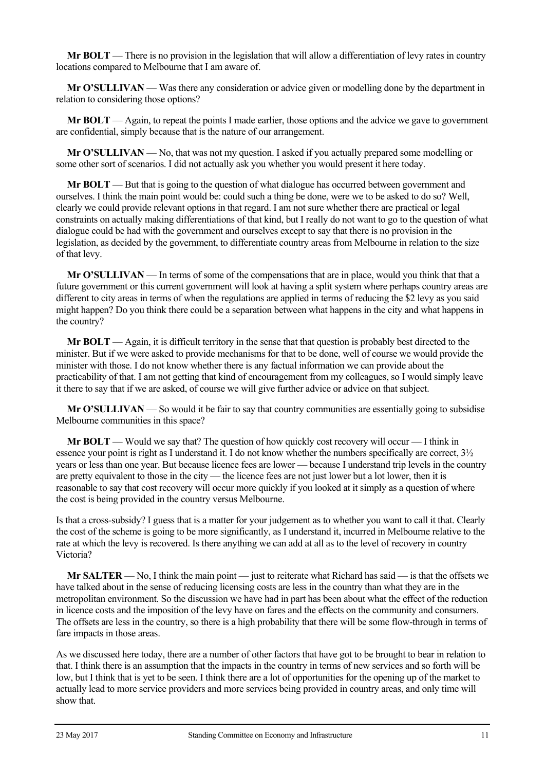**Mr BOLT** — There is no provision in the legislation that will allow a differentiation of levy rates in country locations compared to Melbourne that I am aware of.

**Mr O'SULLIVAN** — Was there any consideration or advice given or modelling done by the department in relation to considering those options?

**Mr BOLT** — Again, to repeat the points I made earlier, those options and the advice we gave to government are confidential, simply because that is the nature of our arrangement.

**Mr O'SULLIVAN** — No, that was not my question. I asked if you actually prepared some modelling or some other sort of scenarios. I did not actually ask you whether you would present it here today.

**Mr BOLT** — But that is going to the question of what dialogue has occurred between government and ourselves. I think the main point would be: could such a thing be done, were we to be asked to do so? Well, clearly we could provide relevant options in that regard. I am not sure whether there are practical or legal constraints on actually making differentiations of that kind, but I really do not want to go to the question of what dialogue could be had with the government and ourselves except to say that there is no provision in the legislation, as decided by the government, to differentiate country areas from Melbourne in relation to the size of that levy.

**Mr O'SULLIVAN** — In terms of some of the compensations that are in place, would you think that that a future government or this current government will look at having a split system where perhaps country areas are different to city areas in terms of when the regulations are applied in terms of reducing the $2 levy as you said might happen? Do you think there could be a separation between what happens in the city and what happens in the country?

**Mr BOLT** — Again, it is difficult territory in the sense that that question is probably best directed to the minister. But if we were asked to provide mechanisms for that to be done, well of course we would provide the minister with those. I do not know whether there is any factual information we can provide about the practicability of that. I am not getting that kind of encouragement from my colleagues, so I would simply leave it there to say that if we are asked, of course we will give further advice or advice on that subject.

**Mr O'SULLIVAN** — So would it be fair to say that country communities are essentially going to subsidise Melbourne communities in this space?

**Mr BOLT** — Would we say that? The question of how quickly cost recovery will occur — I think in essence your point is right as I understand it. I do not know whether the numbers specifically are correct, 3½ years or less than one year. But because licence fees are lower — because I understand trip levels in the country are pretty equivalent to those in the city — the licence fees are not just lower but a lot lower, then it is reasonable to say that cost recovery will occur more quickly if you looked at it simply as a question of where the cost is being provided in the country versus Melbourne.

Is that a cross-subsidy? I guess that is a matter for your judgement as to whether you want to call it that. Clearly the cost of the scheme is going to be more significantly, as I understand it, incurred in Melbourne relative to the rate at which the levy is recovered. Is there anything we can add at all as to the level of recovery in country Victoria?

**Mr SALTER** — No, I think the main point — just to reiterate what Richard has said — is that the offsets we have talked about in the sense of reducing licensing costs are less in the country than what they are in the metropolitan environment. So the discussion we have had in part has been about what the effect of the reduction in licence costs and the imposition of the levy have on fares and the effects on the community and consumers. The offsets are less in the country, so there is a high probability that there will be some flow-through in terms of fare impacts in those areas.

As we discussed here today, there are a number of other factors that have got to be brought to bear in relation to that. I think there is an assumption that the impacts in the country in terms of new services and so forth will be low, but I think that is yet to be seen. I think there are a lot of opportunities for the opening up of the market to actually lead to more service providers and more services being provided in country areas, and only time will show that.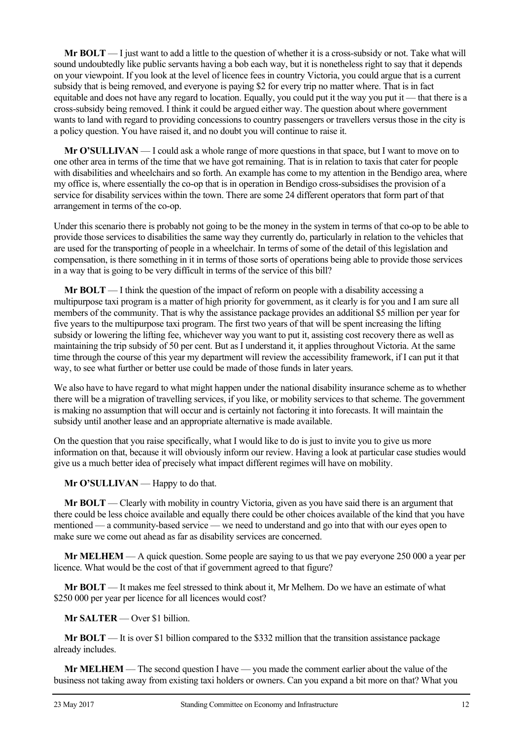**Mr BOLT** — I just want to add a little to the question of whether it is a cross-subsidy or not. Take what will sound undoubtedly like public servants having a bob each way, but it is nonetheless right to say that it depends on your viewpoint. If you look at the level of licence fees in country Victoria, you could argue that is a current subsidy that is being removed, and everyone is paying $2 for every trip no matter where. That is in fact equitable and does not have any regard to location. Equally, you could put it the way you put it — that there is a cross-subsidy being removed. I think it could be argued either way. The question about where government wants to land with regard to providing concessions to country passengers or travellers versus those in the city is a policy question. You have raised it, and no doubt you will continue to raise it.

**Mr O'SULLIVAN** — I could ask a whole range of more questions in that space, but I want to move on to one other area in terms of the time that we have got remaining. That is in relation to taxis that cater for people with disabilities and wheelchairs and so forth. An example has come to my attention in the Bendigo area, where my office is, where essentially the co-op that is in operation in Bendigo cross-subsidises the provision of a service for disability services within the town. There are some 24 different operators that form part of that arrangement in terms of the co-op.

Under this scenario there is probably not going to be the money in the system in terms of that co-op to be able to provide those services to disabilities the same way they currently do, particularly in relation to the vehicles that are used for the transporting of people in a wheelchair. In terms of some of the detail of this legislation and compensation, is there something in it in terms of those sorts of operations being able to provide those services in a way that is going to be very difficult in terms of the service of this bill?

**Mr BOLT** — I think the question of the impact of reform on people with a disability accessing a multipurpose taxi program is a matter of high priority for government, as it clearly is for you and I am sure all members of the community. That is why the assistance package provides an additional $5 million per year for five years to the multipurpose taxi program. The first two years of that will be spent increasing the lifting subsidy or lowering the lifting fee, whichever way you want to put it, assisting cost recovery there as well as maintaining the trip subsidy of 50 per cent. But as I understand it, it applies throughout Victoria. At the same time through the course of this year my department will review the accessibility framework, if I can put it that way, to see what further or better use could be made of those funds in later years.

We also have to have regard to what might happen under the national disability insurance scheme as to whether there will be a migration of travelling services, if you like, or mobility services to that scheme. The government is making no assumption that will occur and is certainly not factoring it into forecasts. It will maintain the subsidy until another lease and an appropriate alternative is made available.

On the question that you raise specifically, what I would like to do is just to invite you to give us more information on that, because it will obviously inform our review. Having a look at particular case studies would give us a much better idea of precisely what impact different regimes will have on mobility.

**Mr O'SULLIVAN** — Happy to do that.

**Mr BOLT** — Clearly with mobility in country Victoria, given as you have said there is an argument that there could be less choice available and equally there could be other choices available of the kind that you have mentioned — a community-based service — we need to understand and go into that with our eyes open to make sure we come out ahead as far as disability services are concerned.

**Mr MELHEM** — A quick question. Some people are saying to us that we pay everyone 250 000 a year per licence. What would be the cost of that if government agreed to that figure?

**Mr BOLT** — It makes me feel stressed to think about it, Mr Melhem. Do we have an estimate of what $250 000 per year per licence for all licences would cost?

**Mr SALTER** — Over $1 billion.

**Mr BOLT** — It is over $1 billion compared to the $332 million that the transition assistance package already includes.

**Mr MELHEM** — The second question I have — you made the comment earlier about the value of the business not taking away from existing taxi holders or owners. Can you expand a bit more on that? What you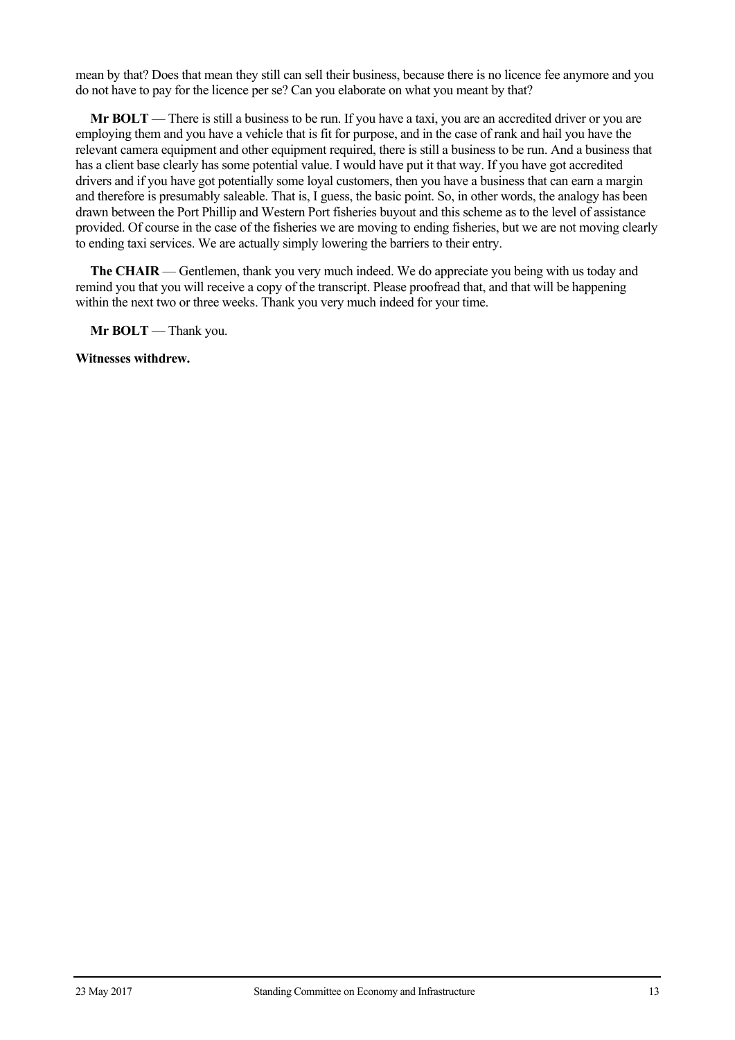mean by that? Does that mean they still can sell their business, because there is no licence fee anymore and you do not have to pay for the licence per se? Can you elaborate on what you meant by that?

**Mr BOLT** — There is still a business to be run. If you have a taxi, you are an accredited driver or you are employing them and you have a vehicle that is fit for purpose, and in the case of rank and hail you have the relevant camera equipment and other equipment required, there is still a business to be run. And a business that has a client base clearly has some potential value. I would have put it that way. If you have got accredited drivers and if you have got potentially some loyal customers, then you have a business that can earn a margin and therefore is presumably saleable. That is, I guess, the basic point. So, in other words, the analogy has been drawn between the Port Phillip and Western Port fisheries buyout and this scheme as to the level of assistance provided. Of course in the case of the fisheries we are moving to ending fisheries, but we are not moving clearly to ending taxi services. We are actually simply lowering the barriers to their entry.

**The CHAIR** — Gentlemen, thank you very much indeed. We do appreciate you being with us today and remind you that you will receive a copy of the transcript. Please proofread that, and that will be happening within the next two or three weeks. Thank you very much indeed for your time.

**Mr BOLT** — Thank you.

**Witnesses withdrew.**